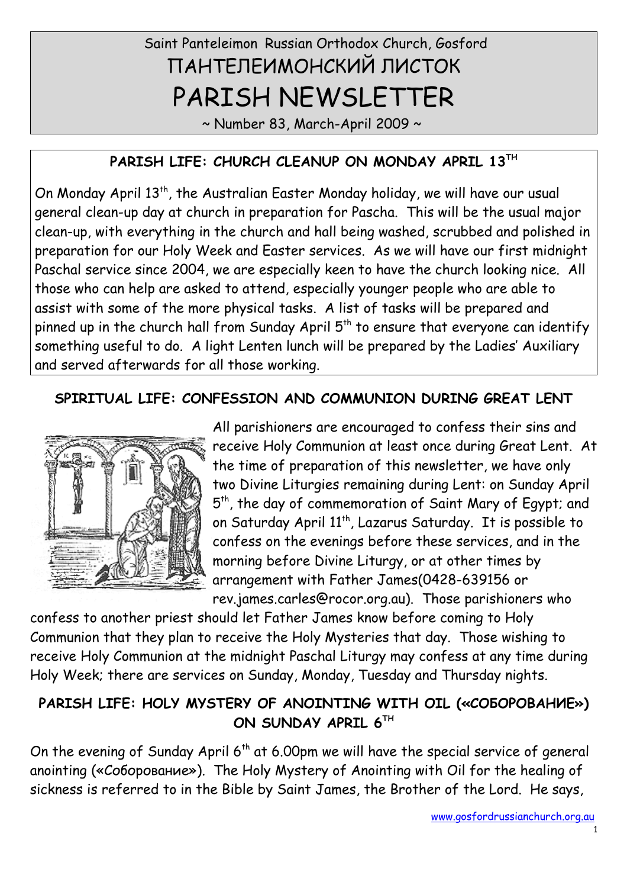# Saint Panteleimon Russian Orthodox Church, Gosford

# ПАНТЕЛЕИМОНСКИЙ ЛИСТОК

# PARISH NEWSLETTER

~ Number 83, March-April 2009 ~

## PARISH LIFE: CHURCH CLEANUP ON MONDAY APRIL 13TH

On Monday April 13th, the Australian Easter Monday holiday, we will have our usual general clean-up day at church in preparation for Pascha. This will be the usual major clean-up, with everything in the church and hall being washed, scrubbed and polished in preparation for our Holy Week and Easter services. As we will have our first midnight Paschal service since 2004, we are especially keen to have the church looking nice. All those who can help are asked to attend, especially younger people who are able to assist with some of the more physical tasks. A list of tasks will be prepared and pinned up in the church hall from Sunday April 5th to ensure that everyone can identify something useful to do. A light Lenten lunch will be prepared by the Ladies' Auxiliary and served afterwards for all those working.

## SPIRITUAL LIFE: CONFESSION AND COMMUNION DURING GREAT LENT

All parishioners are encouraged to confess their sins and receive Holy Communion at least once during Great Lent. At the time of preparation of this newsletter, we have only two Divine Liturgies remaining during Lent: on Sunday April 5th, the day of commemoration of Saint Mary of Egypt; and on Saturday April 11th, Lazarus Saturday. It is possible to confess on the evenings before these services, and in the morning before Divine Liturgy, or at other times by arrangement with Father James(0428-639156 or rev.james.carles@rocor.org.au). Those parishioners who confess to another priest should let Father James know before coming to Holy Communion that they plan to receive the Holy Mysteries that day. Those wishing to receive Holy Communion at the midnight Paschal Liturgy may confess at any time during Holy Week; there are services on Sunday, Monday, Tuesday and Thursday nights.

## PARISH LIFE: HOLY MYSTERY OF ANOINTING WITH OIL («СОБОРОВАНИЕ») ON SUNDAY APRIL 6TH

On the evening of Sunday April 6th at 6.00pm we will have the special service of general anointing («Соборование»). The Holy Mystery of Anointing with Oil for the healing of sickness is referred to in the Bible by Saint James, the Brother of the Lord. He says,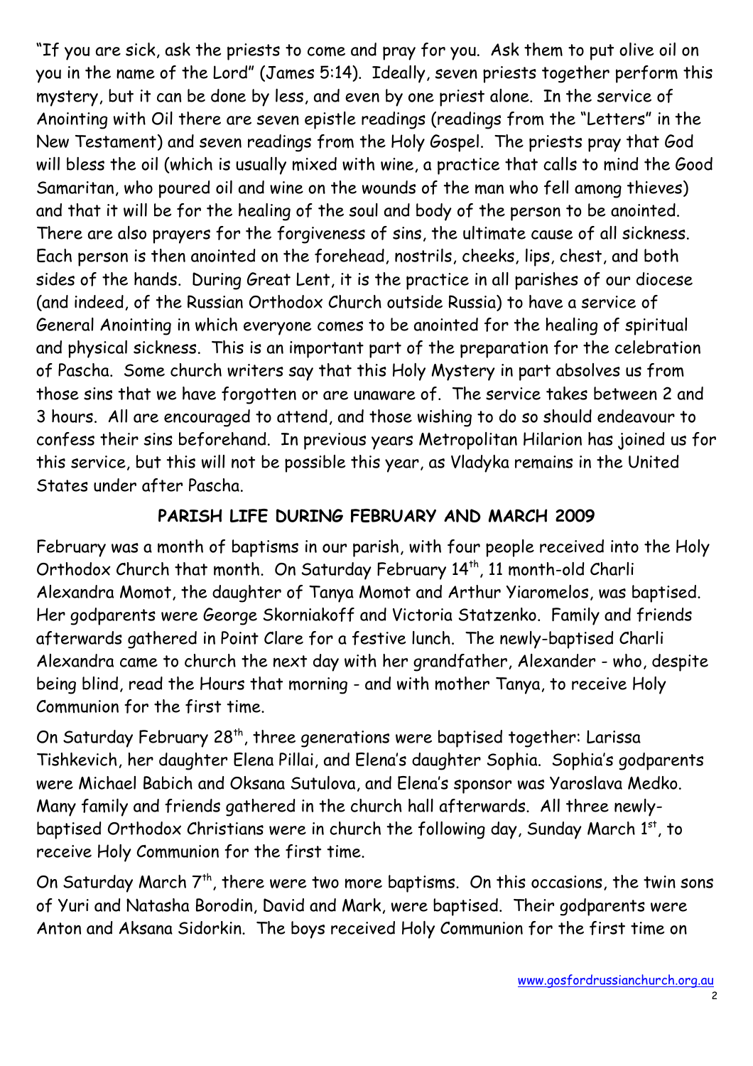"If you are sick, ask the priests to come and pray for you. Ask them to put olive oil on you in the name of the Lord" (James 5:14). Ideally, seven priests together perform this mystery, but it can be done by less, and even by one priest alone. In the service of Anointing with Oil there are seven epistle readings (readings from the "Letters" in the New Testament) and seven readings from the Holy Gospel. The priests pray that God will bless the oil (which is usually mixed with wine, a practice that calls to mind the Good Samaritan, who poured oil and wine on the wounds of the man who fell among thieves) and that it will be for the healing of the soul and body of the person to be anointed. There are also prayers for the forgiveness of sins, the ultimate cause of all sickness. Each person is then anointed on the forehead, nostrils, cheeks, lips, chest, and both sides of the hands. During Great Lent, it is the practice in all parishes of our diocese (and indeed, of the Russian Orthodox Church outside Russia) to have a service of General Anointing in which everyone comes to be anointed for the healing of spiritual and physical sickness. This is an important part of the preparation for the celebration of Pascha. Some church writers say that this Holy Mystery in part absolves us from those sins that we have forgotten or are unaware of. The service takes between 2 and 3 hours. All are encouraged to attend, and those wishing to do so should endeavour to confess their sins beforehand. In previous years Metropolitan Hilarion has joined us for this service, but this will not be possible this year, as Vladyka remains in the United States under after Pascha.

## PARISH LIFE DURING FEBRUARY AND MARCH 2009

February was a month of baptisms in our parish, with four people received into the Holy Orthodox Church that month. On Saturday February 14th, 11 month-old Charli Alexandra Momot, the daughter of Tanya Momot and Arthur Yiaromelos, was baptised. Her godparents were George Skorniakoff and Victoria Statzenko. Family and friends afterwards gathered in Point Clare for a festive lunch. The newly-baptised Charli Alexandra came to church the next day with her grandfather, Alexander - who, despite being blind, read the Hours that morning - and with mother Tanya, to receive Holy Communion for the first time.

On Saturday February 28th, three generations were baptised together: Larissa Tishkevich, her daughter Elena Pillai, and Elena's daughter Sophia. Sophia's godparents were Michael Babich and Oksana Sutulova, and Elena's sponsor was Yaroslava Medko. Many family and friends gathered in the church hall afterwards. All three newly-baptised Orthodox Christians were in church the following day, Sunday March 1st, to receive Holy Communion for the first time.

On Saturday March 7th, there were two more baptisms. On this occasions, the twin sons of Yuri and Natasha Borodin, David and Mark, were baptised. Their godparents were Anton and Aksana Sidorkin. The boys received Holy Communion for the first time on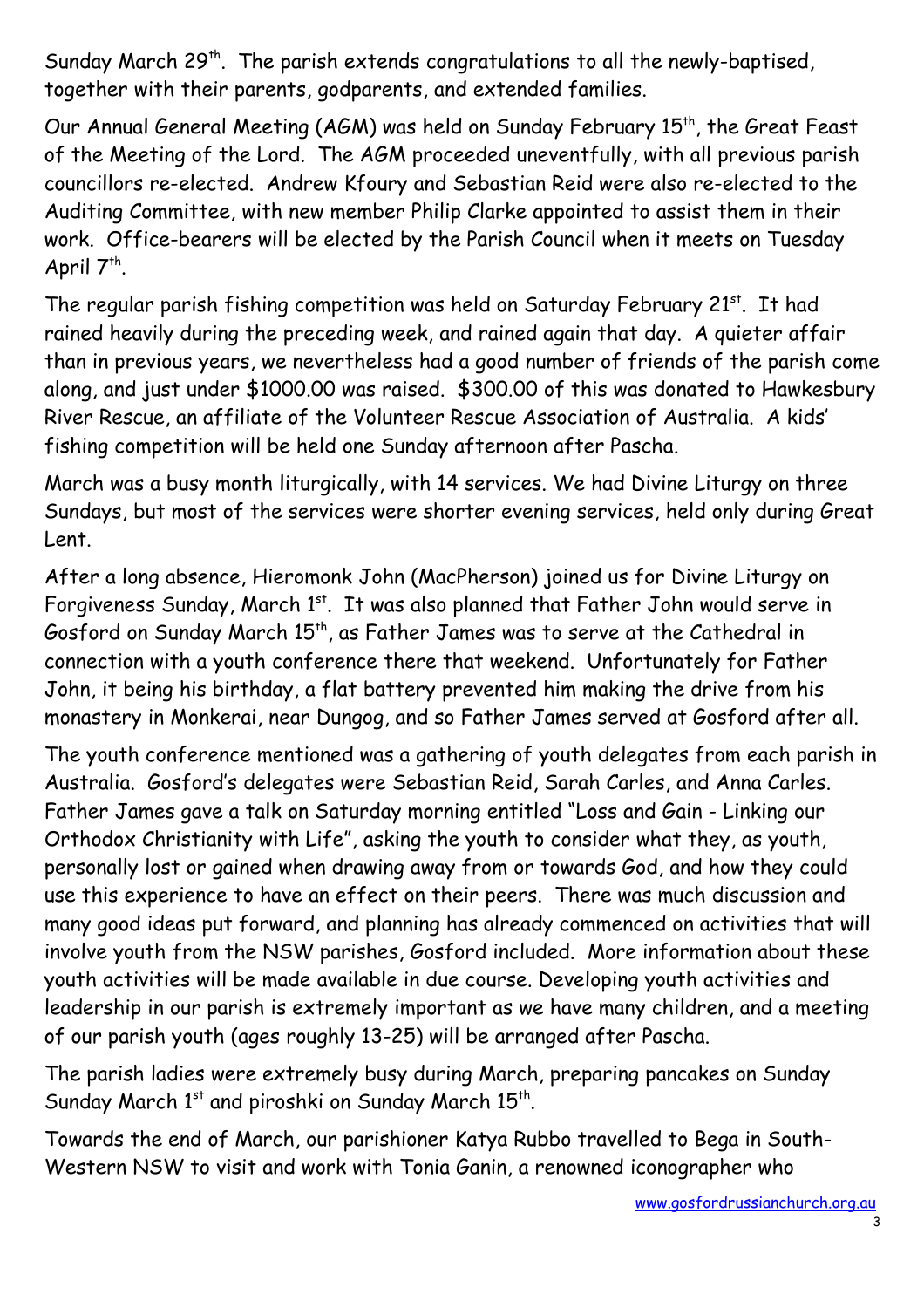Sunday March 29th. The parish extends congratulations to all the newly-baptised, together with their parents, godparents, and extended families.

Our Annual General Meeting (AGM) was held on Sunday February 15th, the Great Feast of the Meeting of the Lord. The AGM proceeded uneventfully, with all previous parish councillors re-elected. Andrew Kfoury and Sebastian Reid were also re-elected to the Auditing Committee, with new member Philip Clarke appointed to assist them in their work. Office-bearers will be elected by the Parish Council when it meets on Tuesday April 7th.

The regular parish fishing competition was held on Saturday February 21st. It had rained heavily during the preceding week, and rained again that day. A quieter affair than in previous years, we nevertheless had a good number of friends of the parish come along, and just under $1000.00 was raised. $300.00 of this was donated to Hawkesbury River Rescue, an affiliate of the Volunteer Rescue Association of Australia. A kids' fishing competition will be held one Sunday afternoon after Pascha.

March was a busy month liturgically, with 14 services. We had Divine Liturgy on three Sundays, but most of the services were shorter evening services, held only during Great Lent.

After a long absence, Hieromonk John (MacPherson) joined us for Divine Liturgy on Forgiveness Sunday, March 1st. It was also planned that Father John would serve in Gosford on Sunday March 15th, as Father James was to serve at the Cathedral in connection with a youth conference there that weekend. Unfortunately for Father John, it being his birthday, a flat battery prevented him making the drive from his monastery in Monkerai, near Dungog, and so Father James served at Gosford after all.

The youth conference mentioned was a gathering of youth delegates from each parish in Australia. Gosford's delegates were Sebastian Reid, Sarah Carles, and Anna Carles. Father James gave a talk on Saturday morning entitled "Loss and Gain - Linking our Orthodox Christianity with Life", asking the youth to consider what they, as youth, personally lost or gained when drawing away from or towards God, and how they could use this experience to have an effect on their peers. There was much discussion and many good ideas put forward, and planning has already commenced on activities that will involve youth from the NSW parishes, Gosford included. More information about these youth activities will be made available in due course. Developing youth activities and leadership in our parish is extremely important as we have many children, and a meeting of our parish youth (ages roughly 13-25) will be arranged after Pascha.

The parish ladies were extremely busy during March, preparing pancakes on Sunday Sunday March 1st and piroshki on Sunday March 15th.

Towards the end of March, our parishioner Katya Rubbo travelled to Bega in South-Western NSW to visit and work with Tonia Ganin, a renowned iconographer who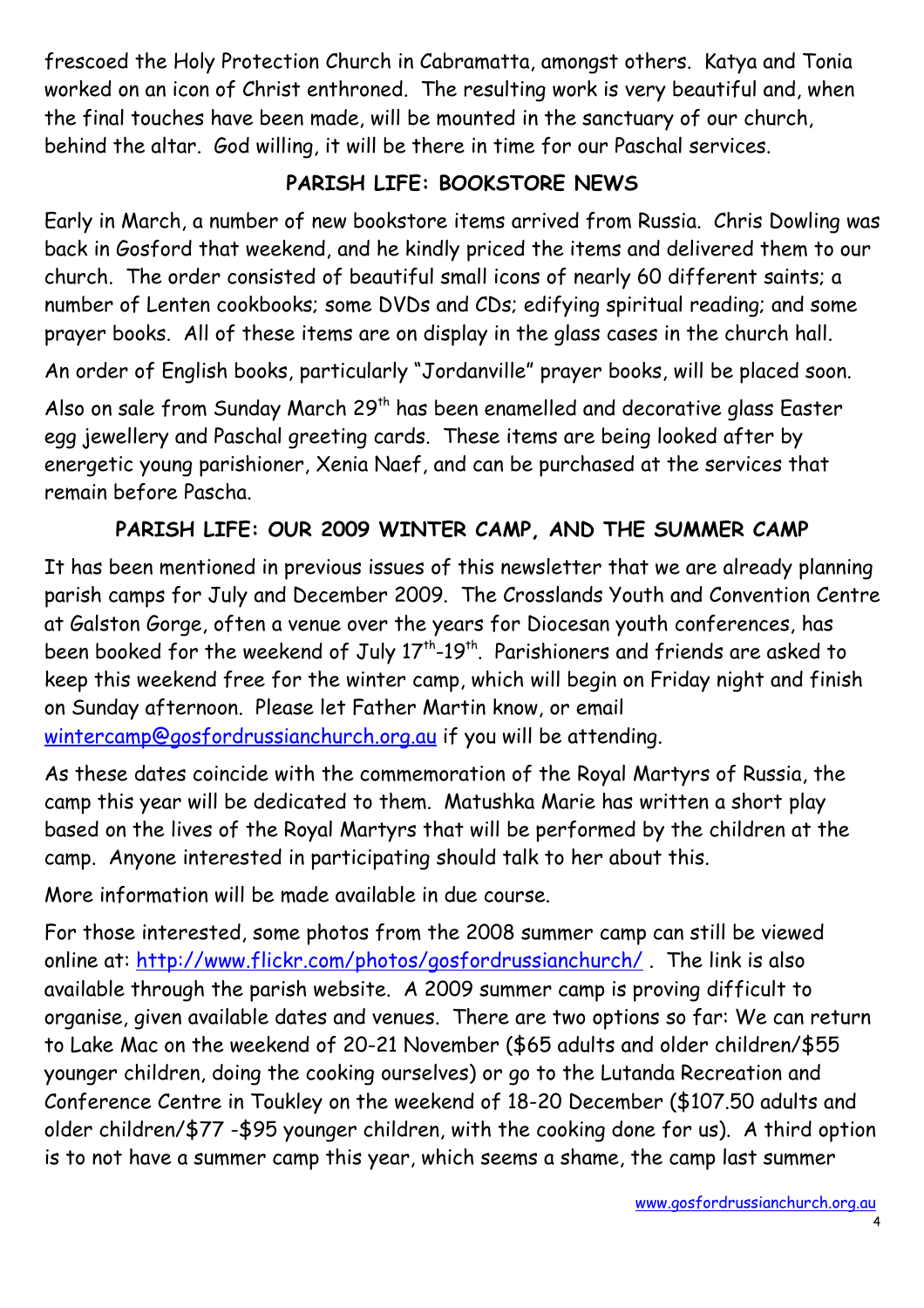frescoed the Holy Protection Church in Cabramatta, amongst others. Katya and Tonia worked on an icon of Christ enthroned. The resulting work is very beautiful and, when the final touches have been made, will be mounted in the sanctuary of our church, behind the altar. God willing, it will be there in time for our Paschal services.

## PARISH LIFE: BOOKSTORE NEWS

Early in March, a number of new bookstore items arrived from Russia. Chris Dowling was back in Gosford that weekend, and he kindly priced the items and delivered them to our church. The order consisted of beautiful small icons of nearly 60 different saints; a number of Lenten cookbooks; some DVDs and CDs; edifying spiritual reading; and some prayer books. All of these items are on display in the glass cases in the church hall.

An order of English books, particularly "Jordanville" prayer books, will be placed soon.

Also on sale from Sunday March 29th has been enamelled and decorative glass Easter egg jewellery and Paschal greeting cards. These items are being looked after by energetic young parishioner, Xenia Naef, and can be purchased at the services that remain before Pascha.

## PARISH LIFE: OUR 2009 WINTER CAMP, AND THE SUMMER CAMP

It has been mentioned in previous issues of this newsletter that we are already planning parish camps for July and December 2009. The Crosslands Youth and Convention Centre at Galston Gorge, often a venue over the years for Diocesan youth conferences, has been booked for the weekend of July 17th-19th. Parishioners and friends are asked to keep this weekend free for the winter camp, which will begin on Friday night and finish on Sunday afternoon. Please let Father Martin know, or email wintercamp@gosfordrussianchurch.org.au if you will be attending.

As these dates coincide with the commemoration of the Royal Martyrs of Russia, the camp this year will be dedicated to them. Matushka Marie has written a short play based on the lives of the Royal Martyrs that will be performed by the children at the camp. Anyone interested in participating should talk to her about this.

More information will be made available in due course.

For those interested, some photos from the 2008 summer camp can still be viewed online at: http://www.flickr.com/photos/gosfordrussianchurch/ . The link is also available through the parish website. A 2009 summer camp is proving difficult to organise, given available dates and venues. There are two options so far: We can return to Lake Mac on the weekend of 20-21 November ($65 adults and older children/$55 younger children, doing the cooking ourselves) or go to the Lutanda Recreation and Conference Centre in Toukley on the weekend of 18-20 December ($107.50 adults and older children/$77 -$95 younger children, with the cooking done for us). A third option is to not have a summer camp this year, which seems a shame, the camp last summer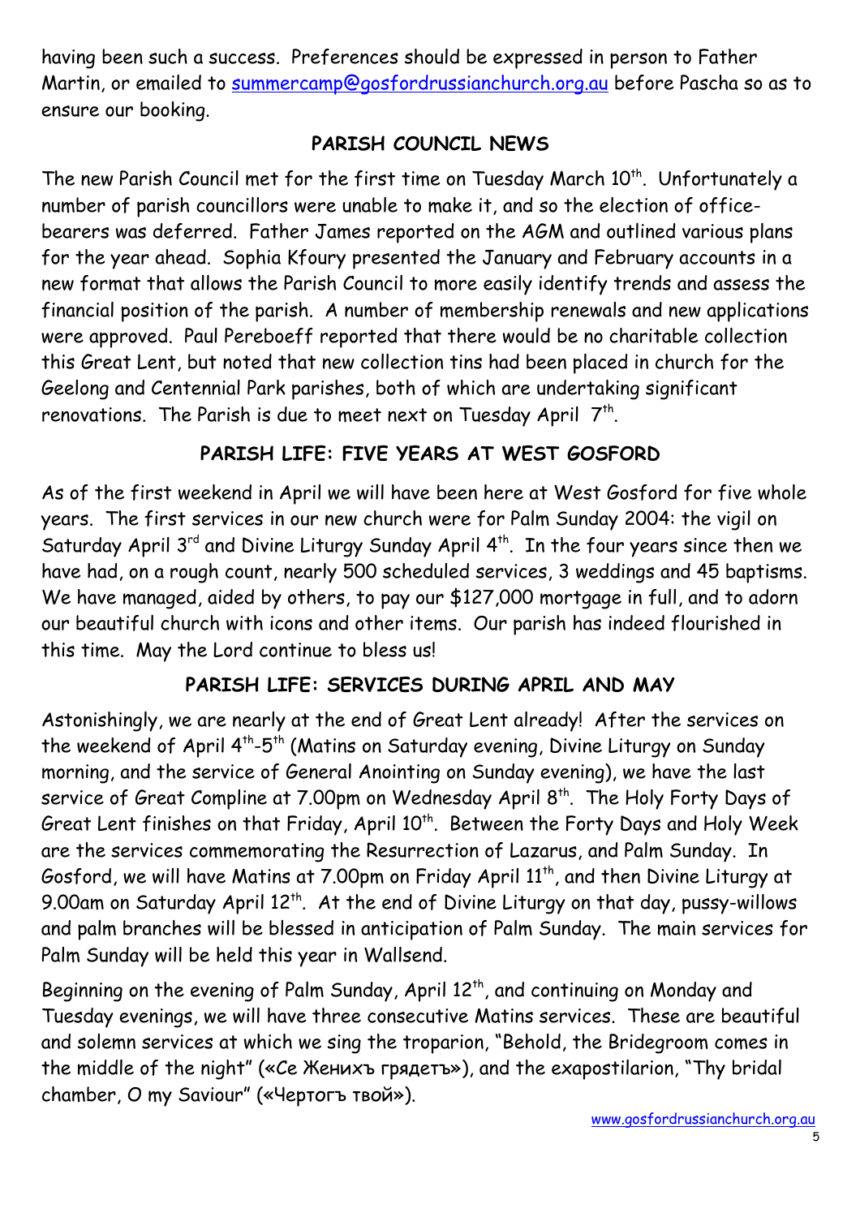having been such a success. Preferences should be expressed in person to Father Martin, or emailed to [summercamp@gosfordrussianchurch.org.au](mailto:summercamp@gosfordrussianchurch.org.au) before Pascha so as to ensure our booking.

## PARISH COUNCIL NEWS

The new Parish Council met for the first time on Tuesday March 10th. Unfortunately a number of parish councillors were unable to make it, and so the election of office-bearers was deferred. Father James reported on the AGM and outlined various plans for the year ahead. Sophia Kfoury presented the January and February accounts in a new format that allows the Parish Council to more easily identify trends and assess the financial position of the parish. A number of membership renewals and new applications were approved. Paul Pereboeff reported that there would be no charitable collection this Great Lent, but noted that new collection tins had been placed in church for the Geelong and Centennial Park parishes, both of which are undertaking significant renovations. The Parish is due to meet next on Tuesday April 7th.

## PARISH LIFE: FIVE YEARS AT WEST GOSFORD

As of the first weekend in April we will have been here at West Gosford for five whole years. The first services in our new church were for Palm Sunday 2004: the vigil on Saturday April 3rd and Divine Liturgy Sunday April 4th. In the four years since then we have had, on a rough count, nearly 500 scheduled services, 3 weddings and 45 baptisms. We have managed, aided by others, to pay our $127,000 mortgage in full, and to adorn our beautiful church with icons and other items. Our parish has indeed flourished in this time. May the Lord continue to bless us!

## PARISH LIFE: SERVICES DURING APRIL AND MAY

Astonishingly, we are nearly at the end of Great Lent already! After the services on the weekend of April 4th-5th (Matins on Saturday evening, Divine Liturgy on Sunday morning, and the service of General Anointing on Sunday evening), we have the last service of Great Compline at 7.00pm on Wednesday April 8th. The Holy Forty Days of Great Lent finishes on that Friday, April 10th. Between the Forty Days and Holy Week are the services commemorating the Resurrection of Lazarus, and Palm Sunday. In Gosford, we will have Matins at 7.00pm on Friday April 11th, and then Divine Liturgy at 9.00am on Saturday April 12th. At the end of Divine Liturgy on that day, pussy-willows and palm branches will be blessed in anticipation of Palm Sunday. The main services for Palm Sunday will be held this year in Wallsend.

Beginning on the evening of Palm Sunday, April 12th, and continuing on Monday and Tuesday evenings, we will have three consecutive Matins services. These are beautiful and solemn services at which we sing the troparion, "Behold, the Bridegroom comes in the middle of the night" («Се Женихъ грядетъ»), and the exapostilarion, "Thy bridal chamber, O my Saviour" («Чертогъ твой»).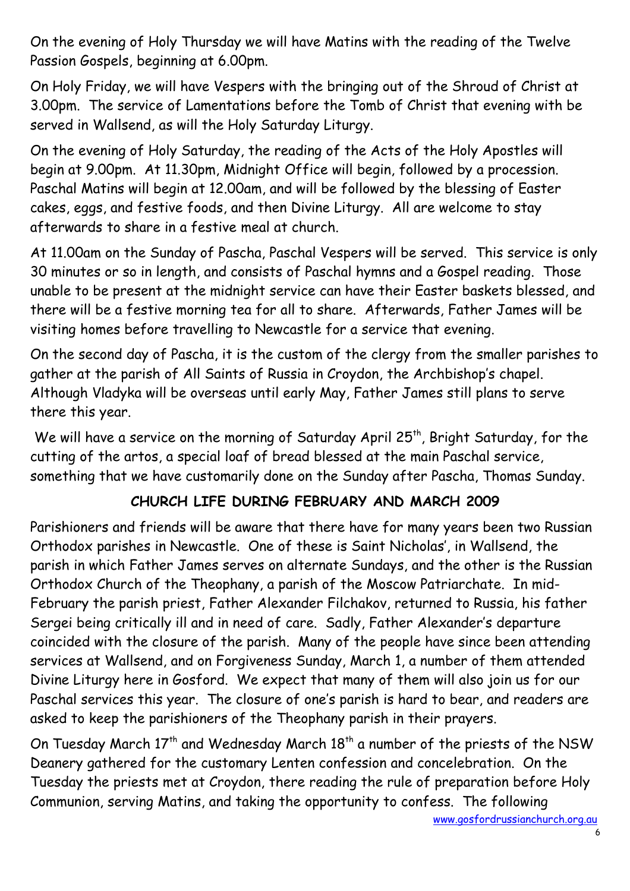On the evening of Holy Thursday we will have Matins with the reading of the Twelve Passion Gospels, beginning at 6.00pm.

On Holy Friday, we will have Vespers with the bringing out of the Shroud of Christ at 3.00pm. The service of Lamentations before the Tomb of Christ that evening with be served in Wallsend, as will the Holy Saturday Liturgy.

On the evening of Holy Saturday, the reading of the Acts of the Holy Apostles will begin at 9.00pm. At 11.30pm, Midnight Office will begin, followed by a procession. Paschal Matins will begin at 12.00am, and will be followed by the blessing of Easter cakes, eggs, and festive foods, and then Divine Liturgy. All are welcome to stay afterwards to share in a festive meal at church.

At 11.00am on the Sunday of Pascha, Paschal Vespers will be served. This service is only 30 minutes or so in length, and consists of Paschal hymns and a Gospel reading. Those unable to be present at the midnight service can have their Easter baskets blessed, and there will be a festive morning tea for all to share. Afterwards, Father James will be visiting homes before travelling to Newcastle for a service that evening.

On the second day of Pascha, it is the custom of the clergy from the smaller parishes to gather at the parish of All Saints of Russia in Croydon, the Archbishop's chapel. Although Vladyka will be overseas until early May, Father James still plans to serve there this year.

We will have a service on the morning of Saturday April 25th, Bright Saturday, for the cutting of the artos, a special loaf of bread blessed at the main Paschal service, something that we have customarily done on the Sunday after Pascha, Thomas Sunday.

## CHURCH LIFE DURING FEBRUARY AND MARCH 2009

Parishioners and friends will be aware that there have for many years been two Russian Orthodox parishes in Newcastle. One of these is Saint Nicholas', in Wallsend, the parish in which Father James serves on alternate Sundays, and the other is the Russian Orthodox Church of the Theophany, a parish of the Moscow Patriarchate. In mid-February the parish priest, Father Alexander Filchakov, returned to Russia, his father Sergei being critically ill and in need of care. Sadly, Father Alexander's departure coincided with the closure of the parish. Many of the people have since been attending services at Wallsend, and on Forgiveness Sunday, March 1, a number of them attended Divine Liturgy here in Gosford. We expect that many of them will also join us for our Paschal services this year. The closure of one's parish is hard to bear, and readers are asked to keep the parishioners of the Theophany parish in their prayers.

On Tuesday March 17th and Wednesday March 18th a number of the priests of the NSW Deanery gathered for the customary Lenten confession and concelebration. On the Tuesday the priests met at Croydon, there reading the rule of preparation before Holy Communion, serving Matins, and taking the opportunity to confess. The following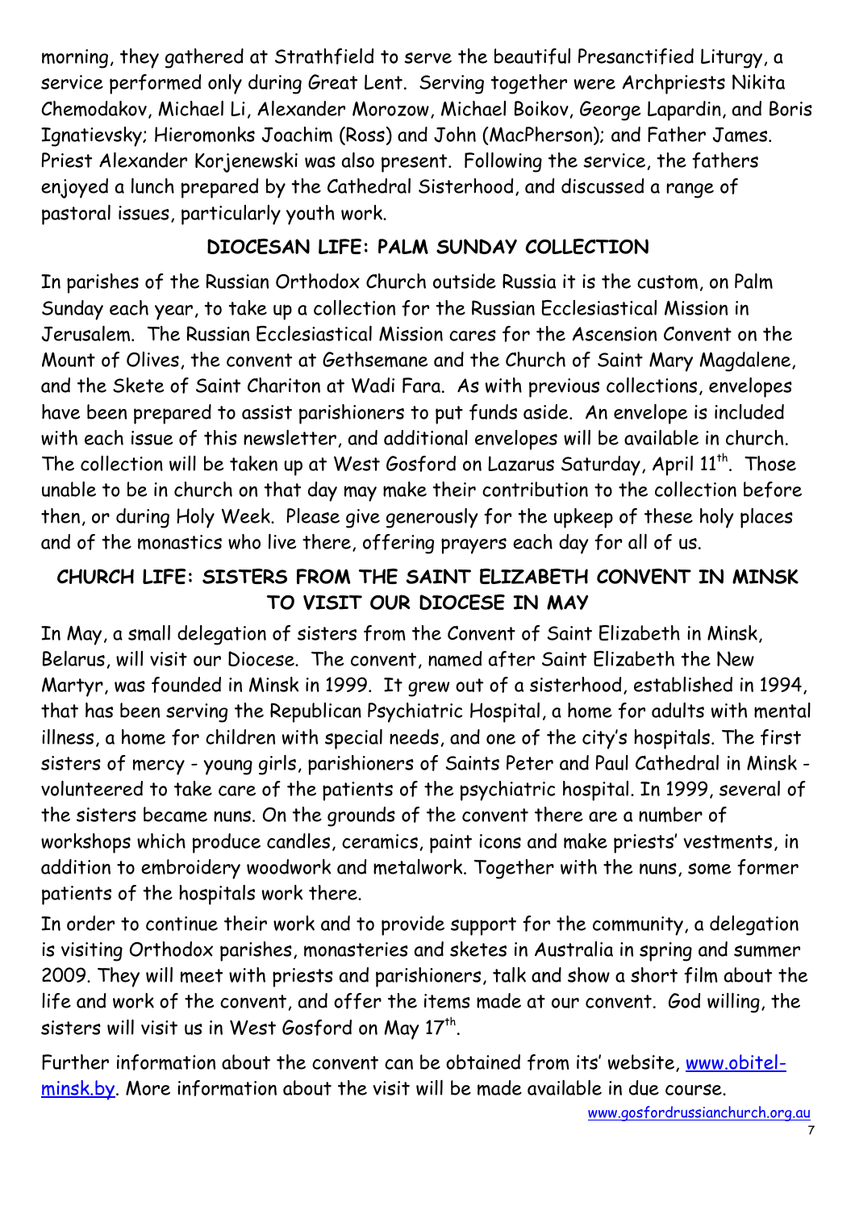morning, they gathered at Strathfield to serve the beautiful Presanctified Liturgy, a service performed only during Great Lent. Serving together were Archpriests Nikita Chemodakov, Michael Li, Alexander Morozow, Michael Boikov, George Lapardin, and Boris Ignatievsky; Hieromonks Joachim (Ross) and John (MacPherson); and Father James. Priest Alexander Korjenewski was also present. Following the service, the fathers enjoyed a lunch prepared by the Cathedral Sisterhood, and discussed a range of pastoral issues, particularly youth work.

## DIOCESAN LIFE: PALM SUNDAY COLLECTION

In parishes of the Russian Orthodox Church outside Russia it is the custom, on Palm Sunday each year, to take up a collection for the Russian Ecclesiastical Mission in Jerusalem. The Russian Ecclesiastical Mission cares for the Ascension Convent on the Mount of Olives, the convent at Gethsemane and the Church of Saint Mary Magdalene, and the Skete of Saint Chariton at Wadi Fara. As with previous collections, envelopes have been prepared to assist parishioners to put funds aside. An envelope is included with each issue of this newsletter, and additional envelopes will be available in church. The collection will be taken up at West Gosford on Lazarus Saturday, April 11th. Those unable to be in church on that day may make their contribution to the collection before then, or during Holy Week. Please give generously for the upkeep of these holy places and of the monastics who live there, offering prayers each day for all of us.

## CHURCH LIFE: SISTERS FROM THE SAINT ELIZABETH CONVENT IN MINSK TO VISIT OUR DIOCESE IN MAY

In May, a small delegation of sisters from the Convent of Saint Elizabeth in Minsk, Belarus, will visit our Diocese. The convent, named after Saint Elizabeth the New Martyr, was founded in Minsk in 1999. It grew out of a sisterhood, established in 1994, that has been serving the Republican Psychiatric Hospital, a home for adults with mental illness, a home for children with special needs, and one of the city's hospitals. The first sisters of mercy - young girls, parishioners of Saints Peter and Paul Cathedral in Minsk - volunteered to take care of the patients of the psychiatric hospital. In 1999, several of the sisters became nuns. On the grounds of the convent there are a number of workshops which produce candles, ceramics, paint icons and make priests' vestments, in addition to embroidery woodwork and metalwork. Together with the nuns, some former patients of the hospitals work there.

In order to continue their work and to provide support for the community, a delegation is visiting Orthodox parishes, monasteries and sketes in Australia in spring and summer 2009. They will meet with priests and parishioners, talk and show a short film about the life and work of the convent, and offer the items made at our convent. God willing, the sisters will visit us in West Gosford on May 17th.

Further information about the convent can be obtained from its' website, www.obitel-minsk.by. More information about the visit will be made available in due course.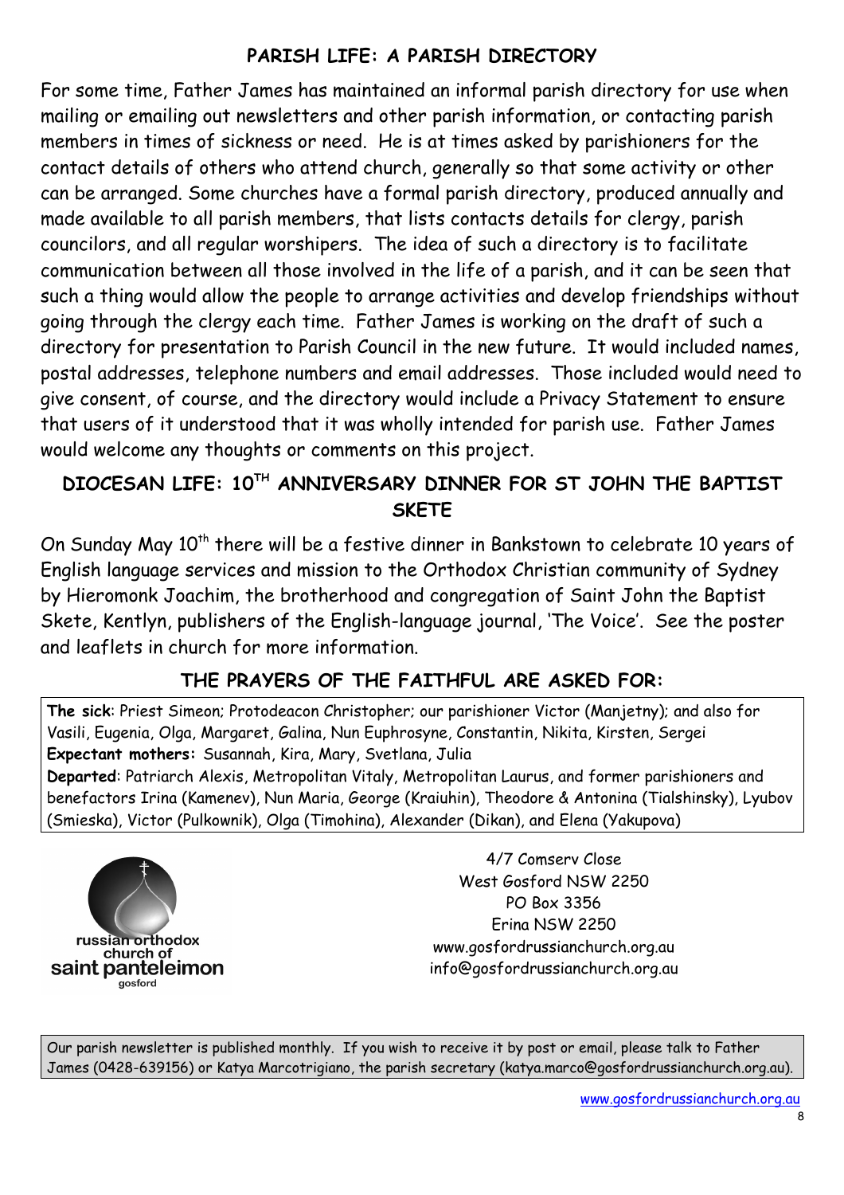## PARISH LIFE: A PARISH DIRECTORY

For some time, Father James has maintained an informal parish directory for use when mailing or emailing out newsletters and other parish information, or contacting parish members in times of sickness or need. He is at times asked by parishioners for the contact details of others who attend church, generally so that some activity or other can be arranged. Some churches have a formal parish directory, produced annually and made available to all parish members, that lists contacts details for clergy, parish councilors, and all regular worshipers. The idea of such a directory is to facilitate communication between all those involved in the life of a parish, and it can be seen that such a thing would allow the people to arrange activities and develop friendships without going through the clergy each time. Father James is working on the draft of such a directory for presentation to Parish Council in the new future. It would included names, postal addresses, telephone numbers and email addresses. Those included would need to give consent, of course, and the directory would include a Privacy Statement to ensure that users of it understood that it was wholly intended for parish use. Father James would welcome any thoughts or comments on this project.

## DIOCESAN LIFE: 10TH ANNIVERSARY DINNER FOR ST JOHN THE BAPTIST SKETE

On Sunday May 10th there will be a festive dinner in Bankstown to celebrate 10 years of English language services and mission to the Orthodox Christian community of Sydney by Hieromonk Joachim, the brotherhood and congregation of Saint John the Baptist Skete, Kentlyn, publishers of the English-language journal, 'The Voice'. See the poster and leaflets in church for more information.

## THE PRAYERS OF THE FAITHFUL ARE ASKED FOR:

**The sick**: Priest Simeon; Protodeacon Christopher; our parishioner Victor (Manjetny); and also for Vasili, Eugenia, Olga, Margaret, Galina, Nun Euphrosyne, Constantin, Nikita, Kirsten, Sergei
**Expectant mothers:** Susannah, Kira, Mary, Svetlana, Julia
**Departed**: Patriarch Alexis, Metropolitan Vitaly, Metropolitan Laurus, and former parishioners and benefactors Irina (Kamenev), Nun Maria, George (Kraiuhin), Theodore & Antonina (Tialshinsky), Lyubov (Smieska), Victor (Pulkownik), Olga (Timohina), Alexander (Dikan), and Elena (Yakupova)

russian orthodox church of saint panteleimon gosford

4/7 Comserv Close
West Gosford NSW 2250
PO Box 3356
Erina NSW 2250
www.gosfordrussianchurch.org.au
info@gosfordrussianchurch.org.au

Our parish newsletter is published monthly. If you wish to receive it by post or email, please talk to Father James (0428-639156) or Katya Marcotrigiano, the parish secretary (katya.marco@gosfordrussianchurch.org.au).